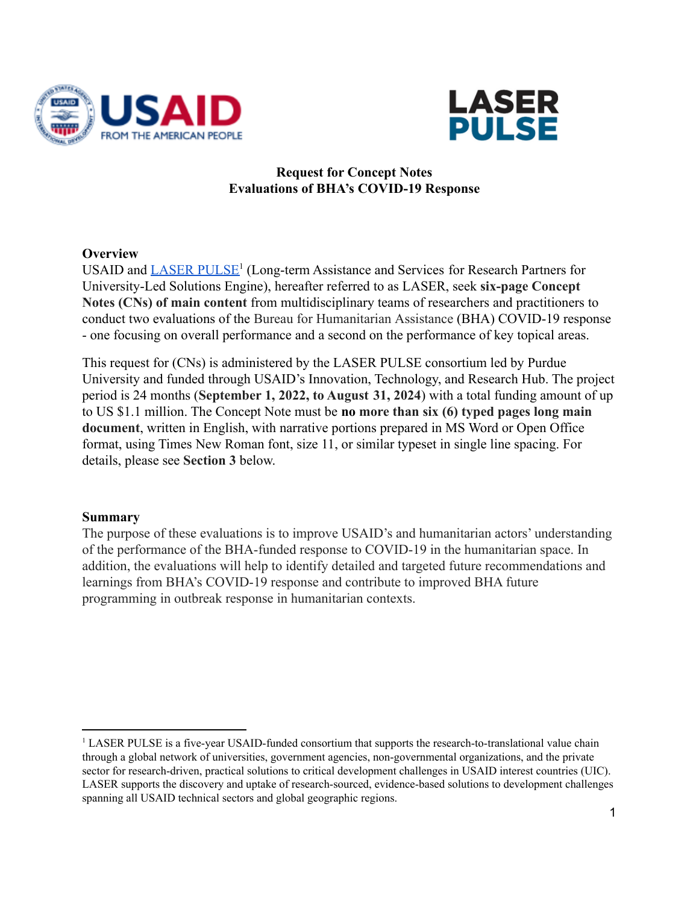**Request for Concept Notes**
**Evaluations of BHA's COVID-19 Response**

## Overview

USAID and LASER PULSE[1] (Long-term Assistance and Services for Research Partners for University-Led Solutions Engine), hereafter referred to as LASER, seek **six-page Concept Notes (CNs) of main content** from multidisciplinary teams of researchers and practitioners to conduct two evaluations of the Bureau for Humanitarian Assistance (BHA) COVID-19 response - one focusing on overall performance and a second on the performance of key topical areas.

This request for (CNs) is administered by the LASER PULSE consortium led by Purdue University and funded through USAID's Innovation, Technology, and Research Hub. The project period is 24 months (**September 1, 2022, to August 31, 2024**) with a total funding amount of up to US $1.1 million. The Concept Note must be **no more than six (6) typed pages long main document**, written in English, with narrative portions prepared in MS Word or Open Office format, using Times New Roman font, size 11, or similar typeset in single line spacing. For details, please see **Section 3** below.

## Summary

The purpose of these evaluations is to improve USAID's and humanitarian actors' understanding of the performance of the BHA-funded response to COVID-19 in the humanitarian space. In addition, the evaluations will help to identify detailed and targeted future recommendations and learnings from BHA's COVID-19 response and contribute to improved BHA future programming in outbreak response in humanitarian contexts.

---

[1] LASER PULSE is a five-year USAID-funded consortium that supports the research-to-translational value chain through a global network of universities, government agencies, non-governmental organizations, and the private sector for research-driven, practical solutions to critical development challenges in USAID interest countries (UIC). LASER supports the discovery and uptake of research-sourced, evidence-based solutions to development challenges spanning all USAID technical sectors and global geographic regions.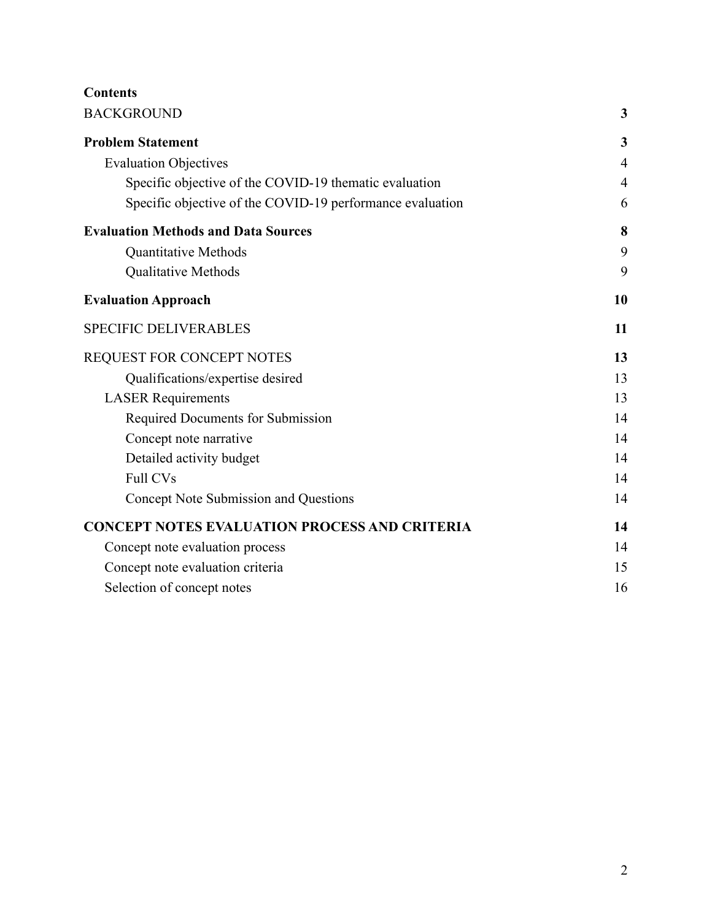**Contents**

| | |
|---|---|
| BACKGROUND | **3** |
| **Problem Statement** | **3** |
| Evaluation Objectives | 4 |
| Specific objective of the COVID-19 thematic evaluation | 4 |
| Specific objective of the COVID-19 performance evaluation | 6 |
| **Evaluation Methods and Data Sources** | **8** |
| Quantitative Methods | 9 |
| Qualitative Methods | 9 |
| **Evaluation Approach** | **10** |
| SPECIFIC DELIVERABLES | **11** |
| REQUEST FOR CONCEPT NOTES | **13** |
| Qualifications/expertise desired | 13 |
| LASER Requirements | 13 |
| Required Documents for Submission | 14 |
| Concept note narrative | 14 |
| Detailed activity budget | 14 |
| Full CVs | 14 |
| Concept Note Submission and Questions | 14 |
| **CONCEPT NOTES EVALUATION PROCESS AND CRITERIA** | **14** |
| Concept note evaluation process | 14 |
| Concept note evaluation criteria | 15 |
| Selection of concept notes | 16 |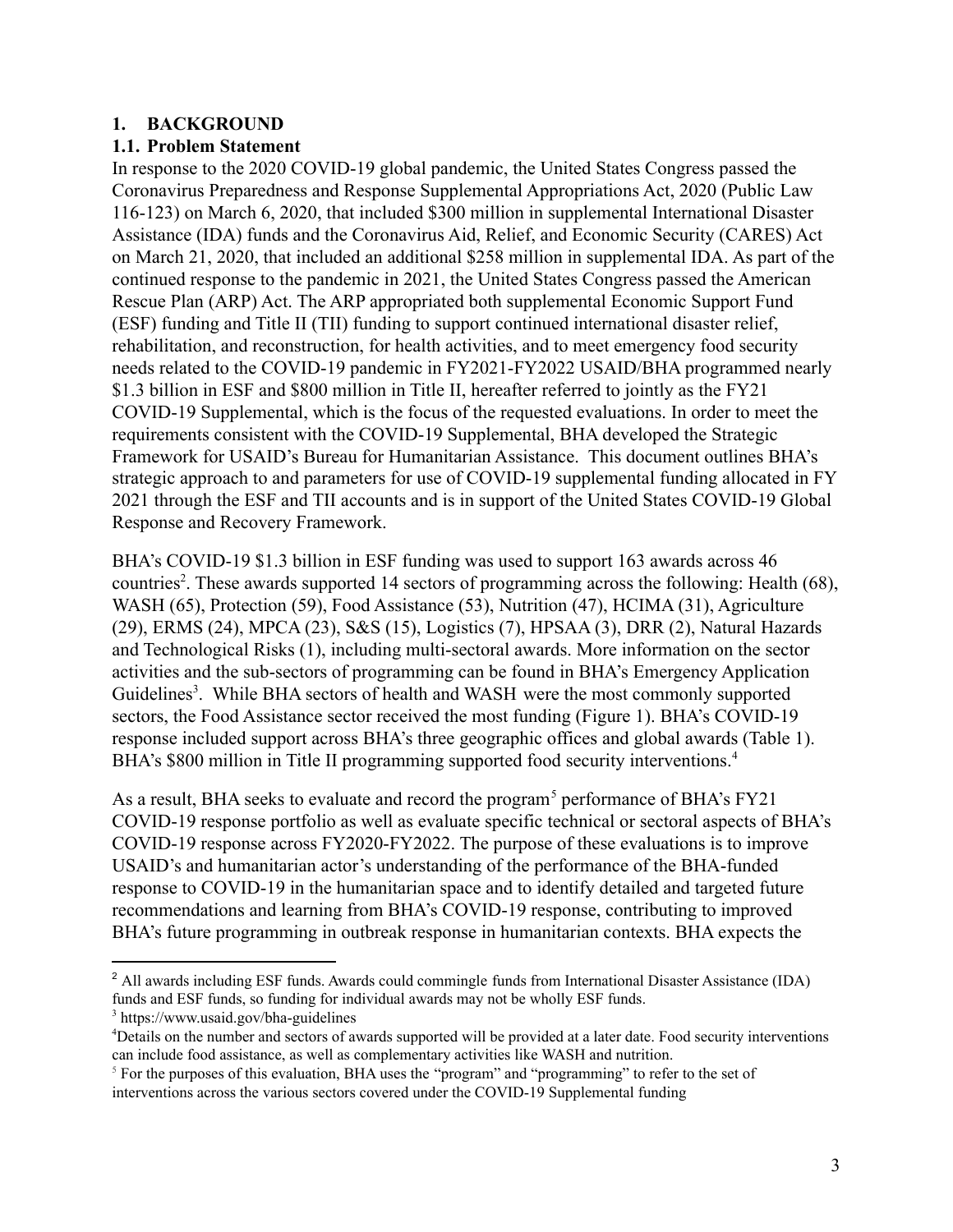# 1. BACKGROUND

## 1.1. Problem Statement

In response to the 2020 COVID-19 global pandemic, the United States Congress passed the Coronavirus Preparedness and Response Supplemental Appropriations Act, 2020 (Public Law 116-123) on March 6, 2020, that included $300 million in supplemental International Disaster Assistance (IDA) funds and the Coronavirus Aid, Relief, and Economic Security (CARES) Act on March 21, 2020, that included an additional $258 million in supplemental IDA. As part of the continued response to the pandemic in 2021, the United States Congress passed the American Rescue Plan (ARP) Act. The ARP appropriated both supplemental Economic Support Fund (ESF) funding and Title II (TII) funding to support continued international disaster relief, rehabilitation, and reconstruction, for health activities, and to meet emergency food security needs related to the COVID-19 pandemic in FY2021-FY2022 USAID/BHA programmed nearly $1.3 billion in ESF and $800 million in Title II, hereafter referred to jointly as the FY21 COVID-19 Supplemental, which is the focus of the requested evaluations. In order to meet the requirements consistent with the COVID-19 Supplemental, BHA developed the Strategic Framework for USAID's Bureau for Humanitarian Assistance. This document outlines BHA's strategic approach to and parameters for use of COVID-19 supplemental funding allocated in FY 2021 through the ESF and TII accounts and is in support of the United States COVID-19 Global Response and Recovery Framework.

BHA's COVID-19 $1.3 billion in ESF funding was used to support 163 awards across 46 countries[2]. These awards supported 14 sectors of programming across the following: Health (68), WASH (65), Protection (59), Food Assistance (53), Nutrition (47), HCIMA (31), Agriculture (29), ERMS (24), MPCA (23), S&S (15), Logistics (7), HPSAA (3), DRR (2), Natural Hazards and Technological Risks (1), including multi-sectoral awards. More information on the sector activities and the sub-sectors of programming can be found in BHA's Emergency Application Guidelines[3]. While BHA sectors of health and WASH were the most commonly supported sectors, the Food Assistance sector received the most funding (Figure 1). BHA's COVID-19 response included support across BHA's three geographic offices and global awards (Table 1). BHA's $800 million in Title II programming supported food security interventions.[4]

As a result, BHA seeks to evaluate and record the program[5] performance of BHA's FY21 COVID-19 response portfolio as well as evaluate specific technical or sectoral aspects of BHA's COVID-19 response across FY2020-FY2022. The purpose of these evaluations is to improve USAID's and humanitarian actor's understanding of the performance of the BHA-funded response to COVID-19 in the humanitarian space and to identify detailed and targeted future recommendations and learning from BHA's COVID-19 response, contributing to improved BHA's future programming in outbreak response in humanitarian contexts. BHA expects the

---

[2] All awards including ESF funds. Awards could commingle funds from International Disaster Assistance (IDA) funds and ESF funds, so funding for individual awards may not be wholly ESF funds.

[3] https://www.usaid.gov/bha-guidelines

[4] Details on the number and sectors of awards supported will be provided at a later date. Food security interventions can include food assistance, as well as complementary activities like WASH and nutrition.

[5] For the purposes of this evaluation, BHA uses the "program" and "programming" to refer to the set of interventions across the various sectors covered under the COVID-19 Supplemental funding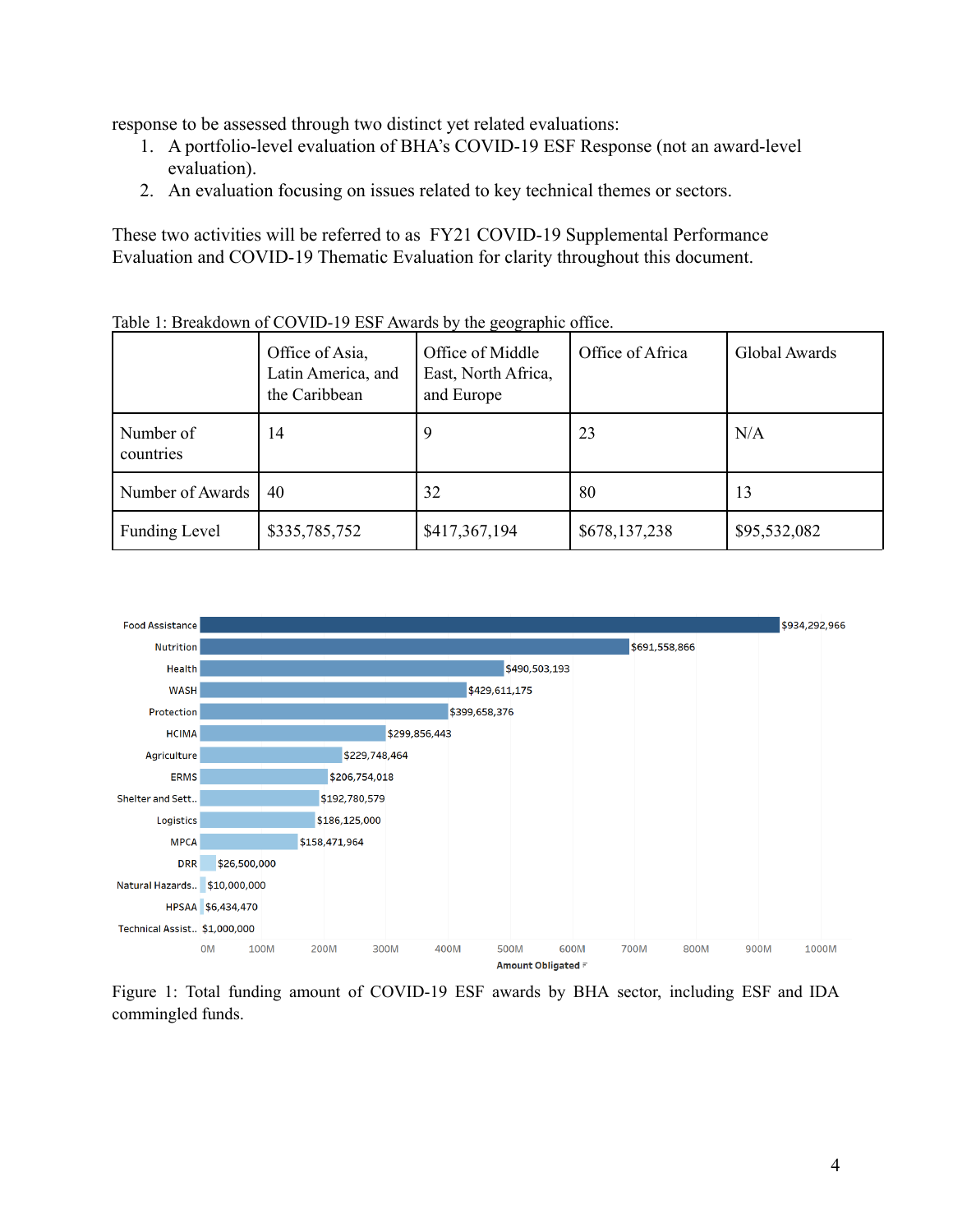response to be assessed through two distinct yet related evaluations:

1. A portfolio-level evaluation of BHA's COVID-19 ESF Response (not an award-level evaluation).
2. An evaluation focusing on issues related to key technical themes or sectors.

These two activities will be referred to as FY21 COVID-19 Supplemental Performance Evaluation and COVID-19 Thematic Evaluation for clarity throughout this document.

Table 1: Breakdown of COVID-19 ESF Awards by the geographic office.

| | Office of Asia, Latin America, and the Caribbean | Office of Middle East, North Africa, and Europe | Office of Africa | Global Awards |
|---|---|---|---|---|
| Number of countries | 14 | 9 | 23 | N/A |
| Number of Awards | 40 | 32 | 80 | 13 |
| Funding Level | $335,785,752 | $417,367,194 | $678,137,238 | $95,532,082 |

| Sector | Amount Obligated |
|---|---|
| Food Assistance | $934,292,966 |
| Nutrition | $691,558,866 |
| Health | $490,503,193 |
| WASH | $429,611,175 |
| Protection | $399,658,376 |
| HCIMA | $299,856,443 |
| Agriculture | $229,748,464 |
| ERMS | $206,754,018 |
| Shelter and Sett.. | $192,780,579 |
| Logistics | $186,125,000 |
| MPCA | $158,471,964 |
| DRR | $26,500,000 |
| Natural Hazards.. | $10,000,000 |
| HPSAA | $6,434,470 |
| Technical Assist.. | $1,000,000 |

Figure 1: Total funding amount of COVID-19 ESF awards by BHA sector, including ESF and IDA commingled funds.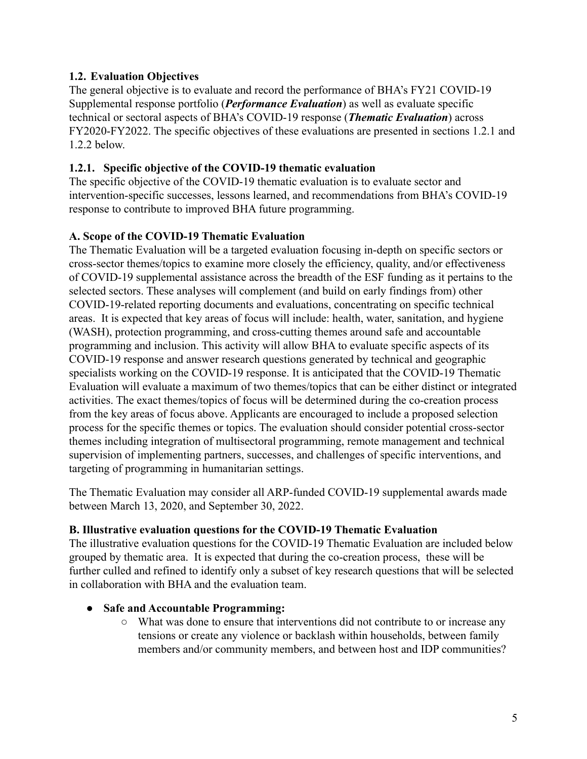### 1.2. Evaluation Objectives

The general objective is to evaluate and record the performance of BHA's FY21 COVID-19 Supplemental response portfolio (***Performance Evaluation***) as well as evaluate specific technical or sectoral aspects of BHA's COVID-19 response (***Thematic Evaluation***) across FY2020-FY2022. The specific objectives of these evaluations are presented in sections 1.2.1 and 1.2.2 below.

#### 1.2.1. Specific objective of the COVID-19 thematic evaluation

The specific objective of the COVID-19 thematic evaluation is to evaluate sector and intervention-specific successes, lessons learned, and recommendations from BHA's COVID-19 response to contribute to improved BHA future programming.

**A. Scope of the COVID-19 Thematic Evaluation**

The Thematic Evaluation will be a targeted evaluation focusing in-depth on specific sectors or cross-sector themes/topics to examine more closely the efficiency, quality, and/or effectiveness of COVID-19 supplemental assistance across the breadth of the ESF funding as it pertains to the selected sectors. These analyses will complement (and build on early findings from) other COVID-19-related reporting documents and evaluations, concentrating on specific technical areas. It is expected that key areas of focus will include: health, water, sanitation, and hygiene (WASH), protection programming, and cross-cutting themes around safe and accountable programming and inclusion. This activity will allow BHA to evaluate specific aspects of its COVID-19 response and answer research questions generated by technical and geographic specialists working on the COVID-19 response. It is anticipated that the COVID-19 Thematic Evaluation will evaluate a maximum of two themes/topics that can be either distinct or integrated activities. The exact themes/topics of focus will be determined during the co-creation process from the key areas of focus above. Applicants are encouraged to include a proposed selection process for the specific themes or topics. The evaluation should consider potential cross-sector themes including integration of multisectoral programming, remote management and technical supervision of implementing partners, successes, and challenges of specific interventions, and targeting of programming in humanitarian settings.

The Thematic Evaluation may consider all ARP-funded COVID-19 supplemental awards made between March 13, 2020, and September 30, 2022.

**B. Illustrative evaluation questions for the COVID-19 Thematic Evaluation**

The illustrative evaluation questions for the COVID-19 Thematic Evaluation are included below grouped by thematic area. It is expected that during the co-creation process, these will be further culled and refined to identify only a subset of key research questions that will be selected in collaboration with BHA and the evaluation team.

- **Safe and Accountable Programming:**
  - What was done to ensure that interventions did not contribute to or increase any tensions or create any violence or backlash within households, between family members and/or community members, and between host and IDP communities?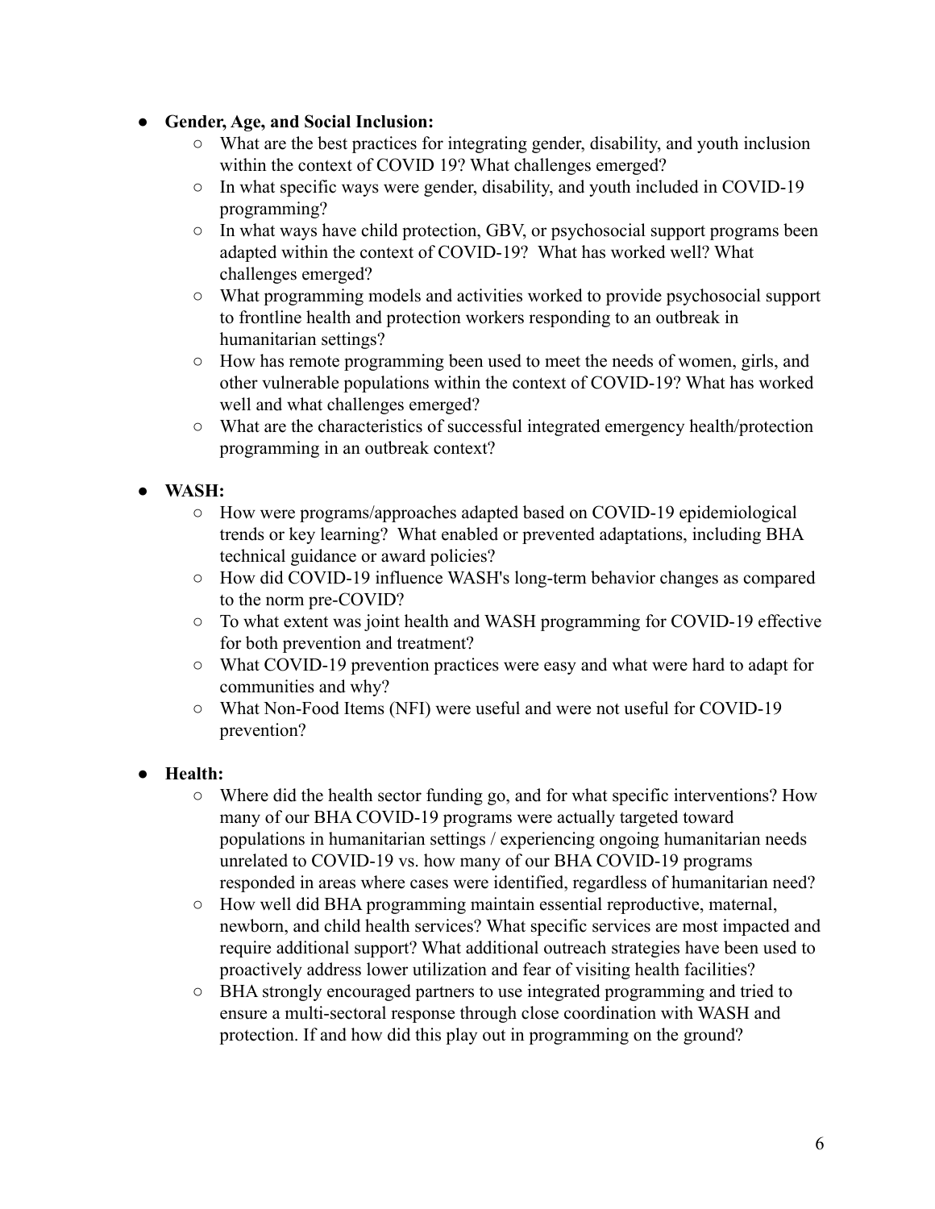- **Gender, Age, and Social Inclusion:**
    - What are the best practices for integrating gender, disability, and youth inclusion within the context of COVID 19? What challenges emerged?
    - In what specific ways were gender, disability, and youth included in COVID-19 programming?
    - In what ways have child protection, GBV, or psychosocial support programs been adapted within the context of COVID-19? What has worked well? What challenges emerged?
    - What programming models and activities worked to provide psychosocial support to frontline health and protection workers responding to an outbreak in humanitarian settings?
    - How has remote programming been used to meet the needs of women, girls, and other vulnerable populations within the context of COVID-19? What has worked well and what challenges emerged?
    - What are the characteristics of successful integrated emergency health/protection programming in an outbreak context?

- **WASH:**
    - How were programs/approaches adapted based on COVID-19 epidemiological trends or key learning? What enabled or prevented adaptations, including BHA technical guidance or award policies?
    - How did COVID-19 influence WASH's long-term behavior changes as compared to the norm pre-COVID?
    - To what extent was joint health and WASH programming for COVID-19 effective for both prevention and treatment?
    - What COVID-19 prevention practices were easy and what were hard to adapt for communities and why?
    - What Non-Food Items (NFI) were useful and were not useful for COVID-19 prevention?

- **Health:**
    - Where did the health sector funding go, and for what specific interventions? How many of our BHA COVID-19 programs were actually targeted toward populations in humanitarian settings / experiencing ongoing humanitarian needs unrelated to COVID-19 vs. how many of our BHA COVID-19 programs responded in areas where cases were identified, regardless of humanitarian need?
    - How well did BHA programming maintain essential reproductive, maternal, newborn, and child health services? What specific services are most impacted and require additional support? What additional outreach strategies have been used to proactively address lower utilization and fear of visiting health facilities?
    - BHA strongly encouraged partners to use integrated programming and tried to ensure a multi-sectoral response through close coordination with WASH and protection. If and how did this play out in programming on the ground?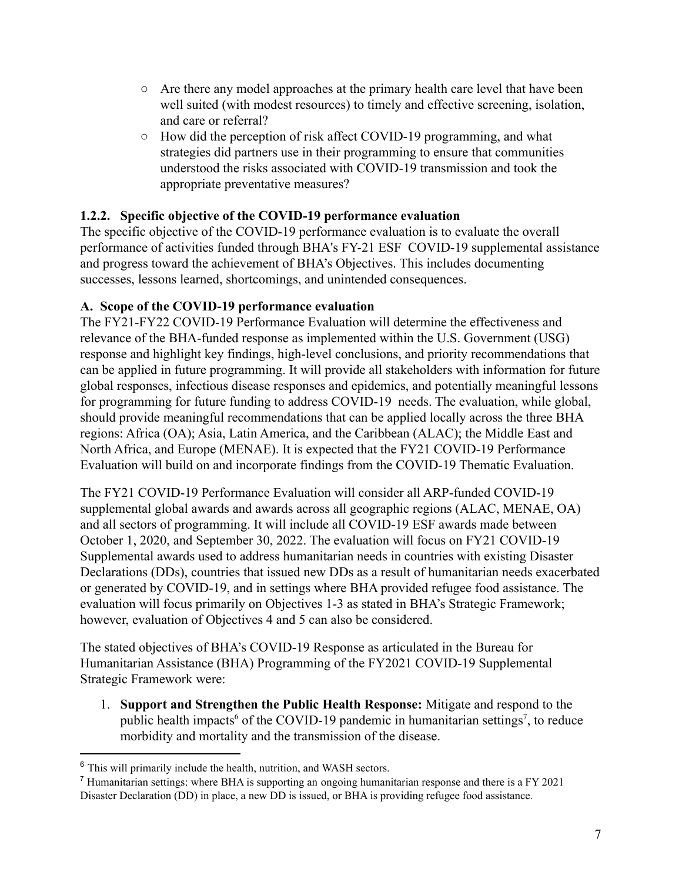- Are there any model approaches at the primary health care level that have been well suited (with modest resources) to timely and effective screening, isolation, and care or referral?
- How did the perception of risk affect COVID-19 programming, and what strategies did partners use in their programming to ensure that communities understood the risks associated with COVID-19 transmission and took the appropriate preventative measures?

### 1.2.2. Specific objective of the COVID-19 performance evaluation

The specific objective of the COVID-19 performance evaluation is to evaluate the overall performance of activities funded through BHA's FY-21 ESF COVID-19 supplemental assistance and progress toward the achievement of BHA's Objectives. This includes documenting successes, lessons learned, shortcomings, and unintended consequences.

### A. Scope of the COVID-19 performance evaluation

The FY21-FY22 COVID-19 Performance Evaluation will determine the effectiveness and relevance of the BHA-funded response as implemented within the U.S. Government (USG) response and highlight key findings, high-level conclusions, and priority recommendations that can be applied in future programming. It will provide all stakeholders with information for future global responses, infectious disease responses and epidemics, and potentially meaningful lessons for programming for future funding to address COVID-19 needs. The evaluation, while global, should provide meaningful recommendations that can be applied locally across the three BHA regions: Africa (OA); Asia, Latin America, and the Caribbean (ALAC); the Middle East and North Africa, and Europe (MENAE). It is expected that the FY21 COVID-19 Performance Evaluation will build on and incorporate findings from the COVID-19 Thematic Evaluation.

The FY21 COVID-19 Performance Evaluation will consider all ARP-funded COVID-19 supplemental global awards and awards across all geographic regions (ALAC, MENAE, OA) and all sectors of programming. It will include all COVID-19 ESF awards made between October 1, 2020, and September 30, 2022. The evaluation will focus on FY21 COVID-19 Supplemental awards used to address humanitarian needs in countries with existing Disaster Declarations (DDs), countries that issued new DDs as a result of humanitarian needs exacerbated or generated by COVID-19, and in settings where BHA provided refugee food assistance. The evaluation will focus primarily on Objectives 1-3 as stated in BHA's Strategic Framework; however, evaluation of Objectives 4 and 5 can also be considered.

The stated objectives of BHA's COVID-19 Response as articulated in the Bureau for Humanitarian Assistance (BHA) Programming of the FY2021 COVID-19 Supplemental Strategic Framework were:

1. **Support and Strengthen the Public Health Response:** Mitigate and respond to the public health impacts[6] of the COVID-19 pandemic in humanitarian settings[7], to reduce morbidity and mortality and the transmission of the disease.

---

[6] This will primarily include the health, nutrition, and WASH sectors.

[7] Humanitarian settings: where BHA is supporting an ongoing humanitarian response and there is a FY 2021 Disaster Declaration (DD) in place, a new DD is issued, or BHA is providing refugee food assistance.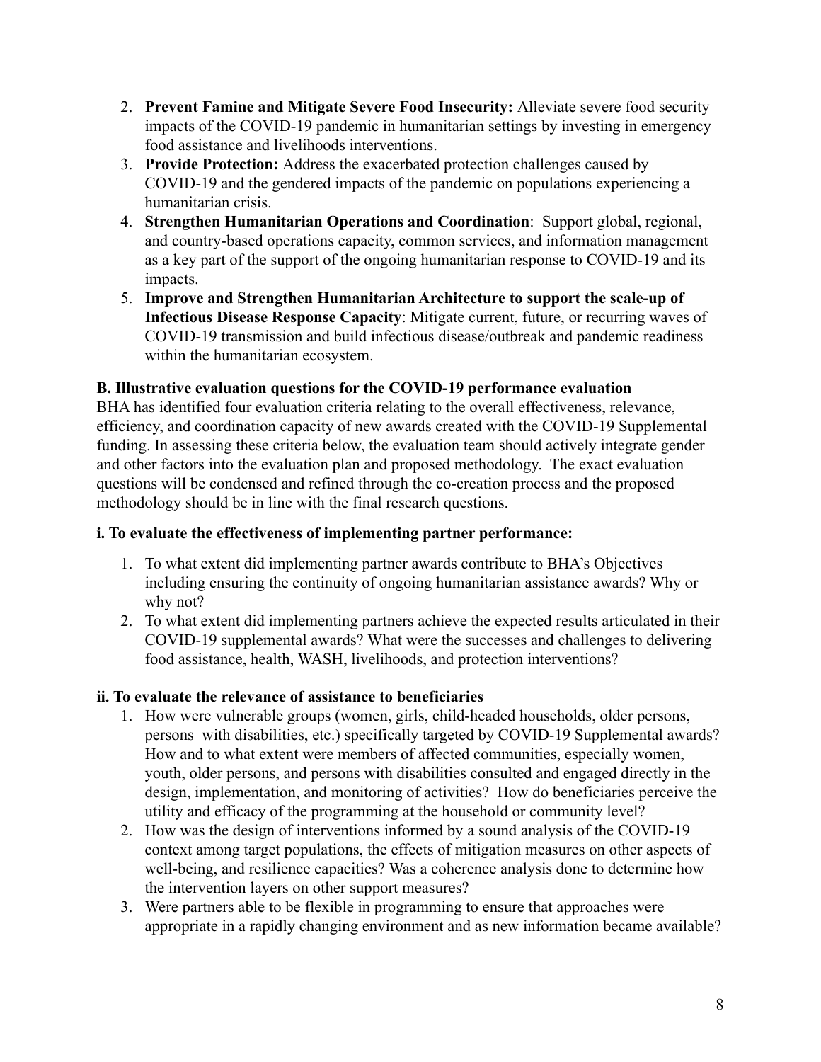2. **Prevent Famine and Mitigate Severe Food Insecurity:** Alleviate severe food security impacts of the COVID-19 pandemic in humanitarian settings by investing in emergency food assistance and livelihoods interventions.
3. **Provide Protection:** Address the exacerbated protection challenges caused by COVID-19 and the gendered impacts of the pandemic on populations experiencing a humanitarian crisis.
4. **Strengthen Humanitarian Operations and Coordination**: Support global, regional, and country-based operations capacity, common services, and information management as a key part of the support of the ongoing humanitarian response to COVID-19 and its impacts.
5. **Improve and Strengthen Humanitarian Architecture to support the scale-up of Infectious Disease Response Capacity**: Mitigate current, future, or recurring waves of COVID-19 transmission and build infectious disease/outbreak and pandemic readiness within the humanitarian ecosystem.

### B. Illustrative evaluation questions for the COVID-19 performance evaluation

BHA has identified four evaluation criteria relating to the overall effectiveness, relevance, efficiency, and coordination capacity of new awards created with the COVID-19 Supplemental funding. In assessing these criteria below, the evaluation team should actively integrate gender and other factors into the evaluation plan and proposed methodology. The exact evaluation questions will be condensed and refined through the co-creation process and the proposed methodology should be in line with the final research questions.

#### i. To evaluate the effectiveness of implementing partner performance:

1. To what extent did implementing partner awards contribute to BHA's Objectives including ensuring the continuity of ongoing humanitarian assistance awards? Why or why not?
2. To what extent did implementing partners achieve the expected results articulated in their COVID-19 supplemental awards? What were the successes and challenges to delivering food assistance, health, WASH, livelihoods, and protection interventions?

#### ii. To evaluate the relevance of assistance to beneficiaries

1. How were vulnerable groups (women, girls, child-headed households, older persons, persons with disabilities, etc.) specifically targeted by COVID-19 Supplemental awards? How and to what extent were members of affected communities, especially women, youth, older persons, and persons with disabilities consulted and engaged directly in the design, implementation, and monitoring of activities? How do beneficiaries perceive the utility and efficacy of the programming at the household or community level?
2. How was the design of interventions informed by a sound analysis of the COVID-19 context among target populations, the effects of mitigation measures on other aspects of well-being, and resilience capacities? Was a coherence analysis done to determine how the intervention layers on other support measures?
3. Were partners able to be flexible in programming to ensure that approaches were appropriate in a rapidly changing environment and as new information became available?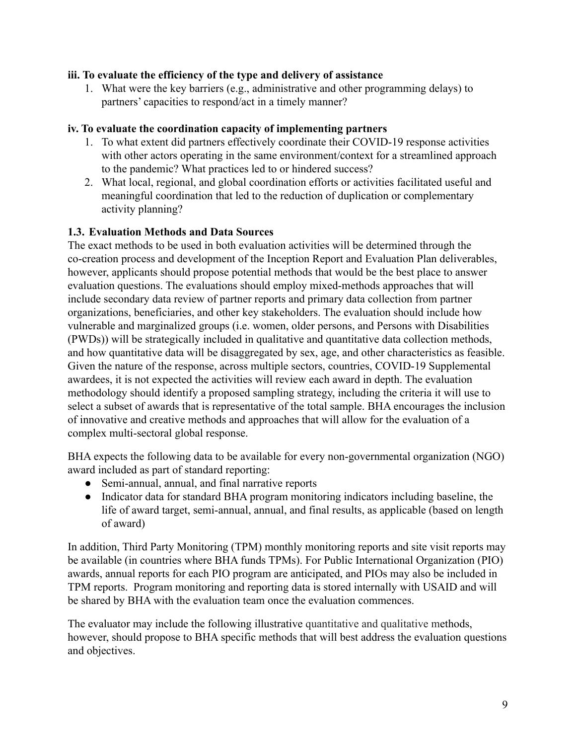**iii. To evaluate the efficiency of the type and delivery of assistance**

1. What were the key barriers (e.g., administrative and other programming delays) to partners' capacities to respond/act in a timely manner?

**iv. To evaluate the coordination capacity of implementing partners**

1. To what extent did partners effectively coordinate their COVID-19 response activities with other actors operating in the same environment/context for a streamlined approach to the pandemic? What practices led to or hindered success?
2. What local, regional, and global coordination efforts or activities facilitated useful and meaningful coordination that led to the reduction of duplication or complementary activity planning?

### 1.3. Evaluation Methods and Data Sources

The exact methods to be used in both evaluation activities will be determined through the co-creation process and development of the Inception Report and Evaluation Plan deliverables, however, applicants should propose potential methods that would be the best place to answer evaluation questions. The evaluations should employ mixed-methods approaches that will include secondary data review of partner reports and primary data collection from partner organizations, beneficiaries, and other key stakeholders. The evaluation should include how vulnerable and marginalized groups (i.e. women, older persons, and Persons with Disabilities (PWDs)) will be strategically included in qualitative and quantitative data collection methods, and how quantitative data will be disaggregated by sex, age, and other characteristics as feasible. Given the nature of the response, across multiple sectors, countries, COVID-19 Supplemental awardees, it is not expected the activities will review each award in depth. The evaluation methodology should identify a proposed sampling strategy, including the criteria it will use to select a subset of awards that is representative of the total sample. BHA encourages the inclusion of innovative and creative methods and approaches that will allow for the evaluation of a complex multi-sectoral global response.

BHA expects the following data to be available for every non-governmental organization (NGO) award included as part of standard reporting:

- Semi-annual, annual, and final narrative reports
- Indicator data for standard BHA program monitoring indicators including baseline, the life of award target, semi-annual, annual, and final results, as applicable (based on length of award)

In addition, Third Party Monitoring (TPM) monthly monitoring reports and site visit reports may be available (in countries where BHA funds TPMs). For Public International Organization (PIO) awards, annual reports for each PIO program are anticipated, and PIOs may also be included in TPM reports. Program monitoring and reporting data is stored internally with USAID and will be shared by BHA with the evaluation team once the evaluation commences.

The evaluator may include the following illustrative quantitative and qualitative methods, however, should propose to BHA specific methods that will best address the evaluation questions and objectives.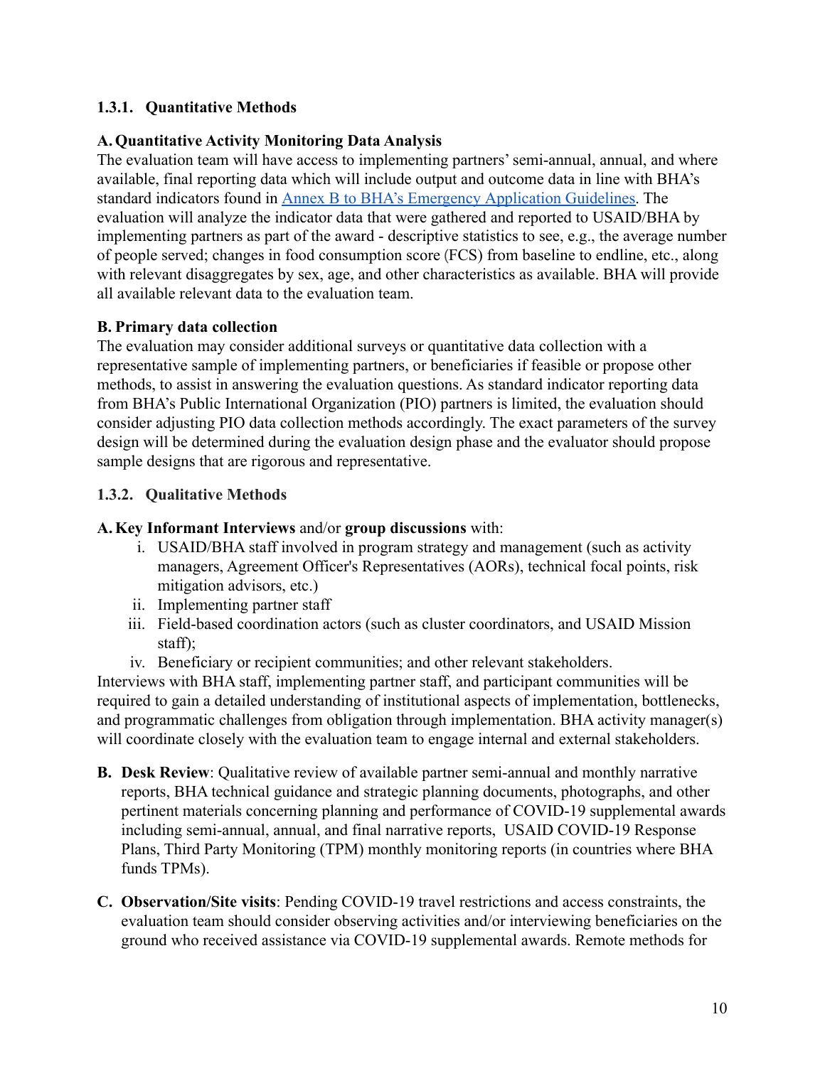### 1.3.1. Quantitative Methods

**A. Quantitative Activity Monitoring Data Analysis**

The evaluation team will have access to implementing partners' semi-annual, annual, and where available, final reporting data which will include output and outcome data in line with BHA's standard indicators found in [Annex B to BHA's Emergency Application Guidelines](). The evaluation will analyze the indicator data that were gathered and reported to USAID/BHA by implementing partners as part of the award - descriptive statistics to see, e.g., the average number of people served; changes in food consumption score (FCS) from baseline to endline, etc., along with relevant disaggregates by sex, age, and other characteristics as available. BHA will provide all available relevant data to the evaluation team.

**B. Primary data collection**

The evaluation may consider additional surveys or quantitative data collection with a representative sample of implementing partners, or beneficiaries if feasible or propose other methods, to assist in answering the evaluation questions. As standard indicator reporting data from BHA's Public International Organization (PIO) partners is limited, the evaluation should consider adjusting PIO data collection methods accordingly. The exact parameters of the survey design will be determined during the evaluation design phase and the evaluator should propose sample designs that are rigorous and representative.

### 1.3.2. Qualitative Methods

**A. Key Informant Interviews** and/or **group discussions** with:

i. USAID/BHA staff involved in program strategy and management (such as activity managers, Agreement Officer's Representatives (AORs), technical focal points, risk mitigation advisors, etc.)
ii. Implementing partner staff
iii. Field-based coordination actors (such as cluster coordinators, and USAID Mission staff);
iv. Beneficiary or recipient communities; and other relevant stakeholders.

Interviews with BHA staff, implementing partner staff, and participant communities will be required to gain a detailed understanding of institutional aspects of implementation, bottlenecks, and programmatic challenges from obligation through implementation. BHA activity manager(s) will coordinate closely with the evaluation team to engage internal and external stakeholders.

**B. Desk Review**: Qualitative review of available partner semi-annual and monthly narrative reports, BHA technical guidance and strategic planning documents, photographs, and other pertinent materials concerning planning and performance of COVID-19 supplemental awards including semi-annual, annual, and final narrative reports, USAID COVID-19 Response Plans, Third Party Monitoring (TPM) monthly monitoring reports (in countries where BHA funds TPMs).

**C. Observation/Site visits**: Pending COVID-19 travel restrictions and access constraints, the evaluation team should consider observing activities and/or interviewing beneficiaries on the ground who received assistance via COVID-19 supplemental awards. Remote methods for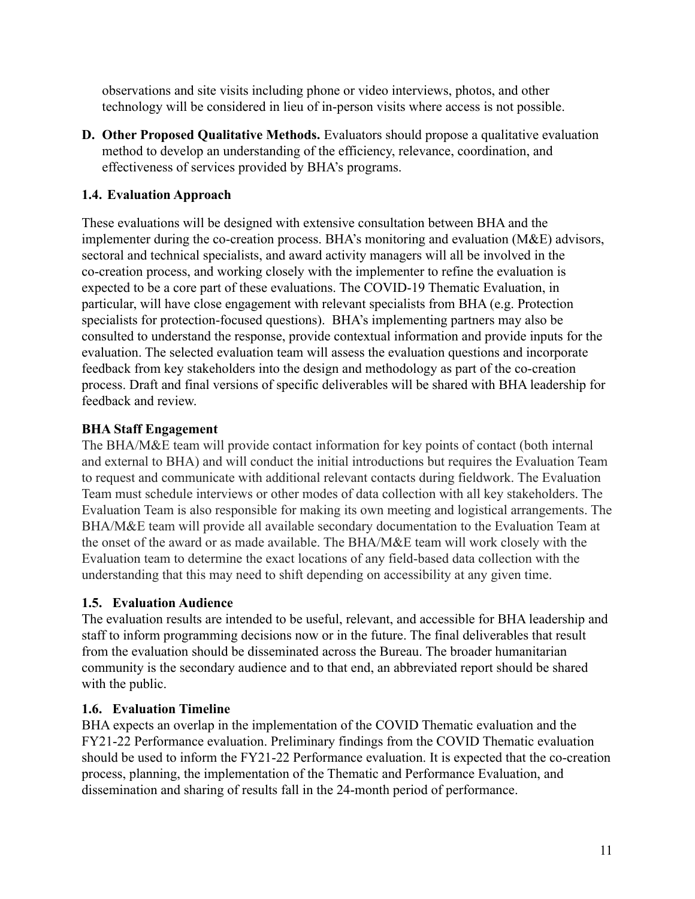observations and site visits including phone or video interviews, photos, and other technology will be considered in lieu of in-person visits where access is not possible.

**D. Other Proposed Qualitative Methods.** Evaluators should propose a qualitative evaluation method to develop an understanding of the efficiency, relevance, coordination, and effectiveness of services provided by BHA's programs.

### 1.4. Evaluation Approach

These evaluations will be designed with extensive consultation between BHA and the implementer during the co-creation process. BHA's monitoring and evaluation (M&E) advisors, sectoral and technical specialists, and award activity managers will all be involved in the co-creation process, and working closely with the implementer to refine the evaluation is expected to be a core part of these evaluations. The COVID-19 Thematic Evaluation, in particular, will have close engagement with relevant specialists from BHA (e.g. Protection specialists for protection-focused questions). BHA's implementing partners may also be consulted to understand the response, provide contextual information and provide inputs for the evaluation. The selected evaluation team will assess the evaluation questions and incorporate feedback from key stakeholders into the design and methodology as part of the co-creation process. Draft and final versions of specific deliverables will be shared with BHA leadership for feedback and review.

**BHA Staff Engagement**

The BHA/M&E team will provide contact information for key points of contact (both internal and external to BHA) and will conduct the initial introductions but requires the Evaluation Team to request and communicate with additional relevant contacts during fieldwork. The Evaluation Team must schedule interviews or other modes of data collection with all key stakeholders. The Evaluation Team is also responsible for making its own meeting and logistical arrangements. The BHA/M&E team will provide all available secondary documentation to the Evaluation Team at the onset of the award or as made available. The BHA/M&E team will work closely with the Evaluation team to determine the exact locations of any field-based data collection with the understanding that this may need to shift depending on accessibility at any given time.

### 1.5. Evaluation Audience

The evaluation results are intended to be useful, relevant, and accessible for BHA leadership and staff to inform programming decisions now or in the future. The final deliverables that result from the evaluation should be disseminated across the Bureau. The broader humanitarian community is the secondary audience and to that end, an abbreviated report should be shared with the public.

### 1.6. Evaluation Timeline

BHA expects an overlap in the implementation of the COVID Thematic evaluation and the FY21-22 Performance evaluation. Preliminary findings from the COVID Thematic evaluation should be used to inform the FY21-22 Performance evaluation. It is expected that the co-creation process, planning, the implementation of the Thematic and Performance Evaluation, and dissemination and sharing of results fall in the 24-month period of performance.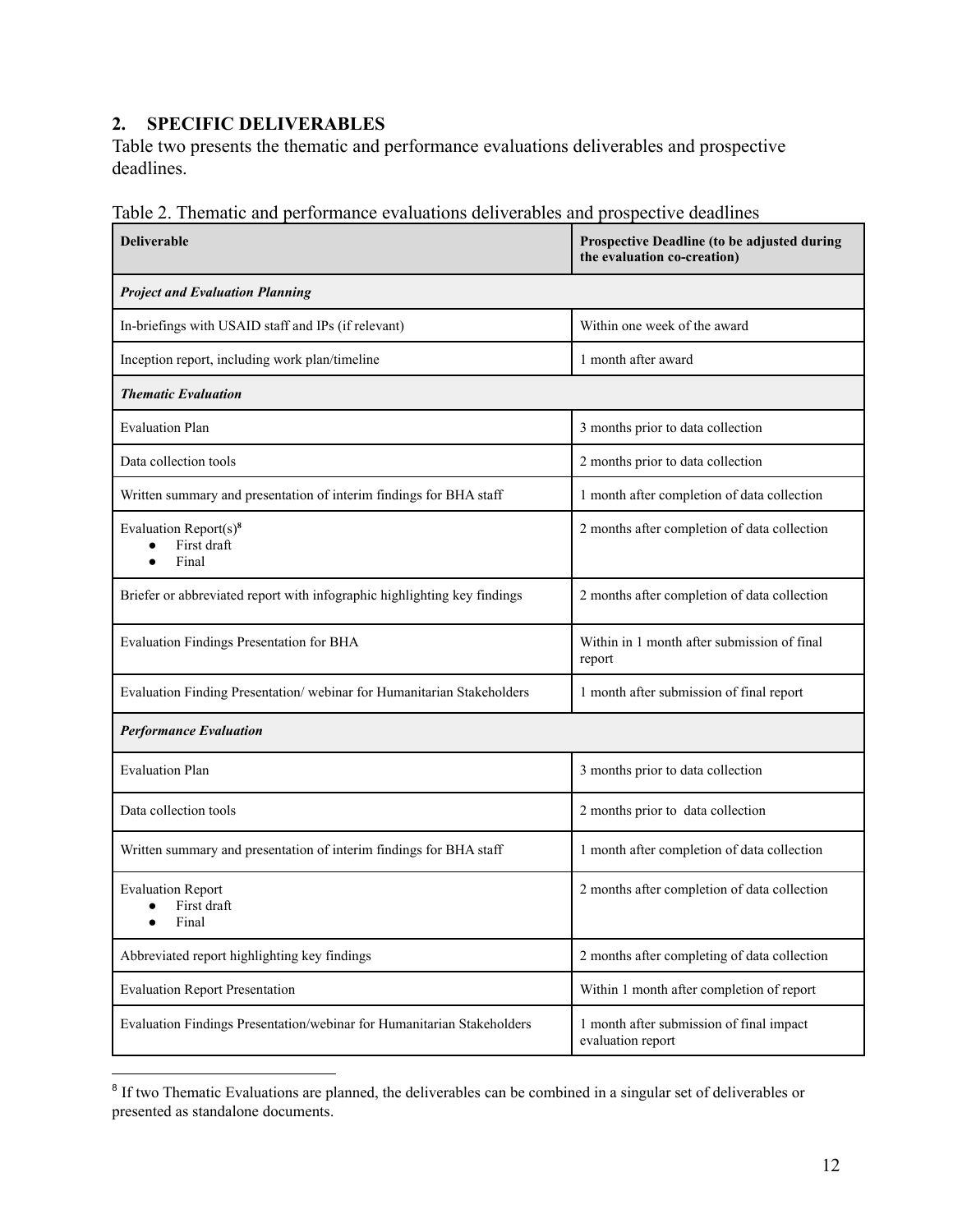## 2. SPECIFIC DELIVERABLES

Table two presents the thematic and performance evaluations deliverables and prospective deadlines.

Table 2. Thematic and performance evaluations deliverables and prospective deadlines

| **Deliverable** | **Prospective Deadline (to be adjusted during the evaluation co-creation)** |
|---|---|
| ***Project and Evaluation Planning*** | |
| In-briefings with USAID staff and IPs (if relevant) | Within one week of the award |
| Inception report, including work plan/timeline | 1 month after award |
| ***Thematic Evaluation*** | |
| Evaluation Plan | 3 months prior to data collection |
| Data collection tools | 2 months prior to data collection |
| Written summary and presentation of interim findings for BHA staff | 1 month after completion of data collection |
| Evaluation Report(s)[8]<br>● First draft<br>● Final | 2 months after completion of data collection |
| Briefer or abbreviated report with infographic highlighting key findings | 2 months after completion of data collection |
| Evaluation Findings Presentation for BHA | Within in 1 month after submission of final report |
| Evaluation Finding Presentation/ webinar for Humanitarian Stakeholders | 1 month after submission of final report |
| ***Performance Evaluation*** | |
| Evaluation Plan | 3 months prior to data collection |
| Data collection tools | 2 months prior to data collection |
| Written summary and presentation of interim findings for BHA staff | 1 month after completion of data collection |
| Evaluation Report<br>● First draft<br>● Final | 2 months after completion of data collection |
| Abbreviated report highlighting key findings | 2 months after completing of data collection |
| Evaluation Report Presentation | Within 1 month after completion of report |
| Evaluation Findings Presentation/webinar for Humanitarian Stakeholders | 1 month after submission of final impact evaluation report |

[8] If two Thematic Evaluations are planned, the deliverables can be combined in a singular set of deliverables or presented as standalone documents.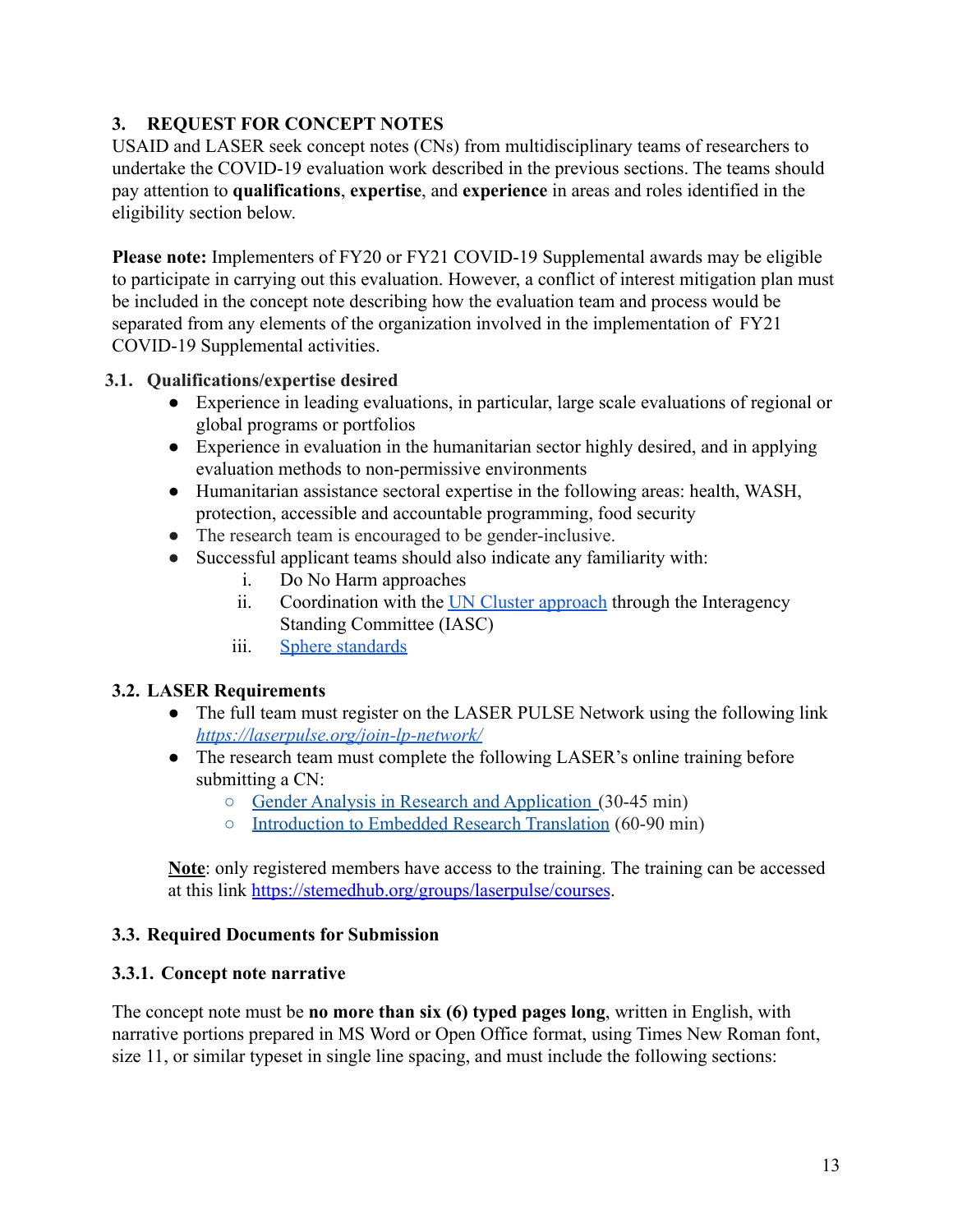## 3. REQUEST FOR CONCEPT NOTES

USAID and LASER seek concept notes (CNs) from multidisciplinary teams of researchers to undertake the COVID-19 evaluation work described in the previous sections. The teams should pay attention to **qualifications**, **expertise**, and **experience** in areas and roles identified in the eligibility section below.

**Please note:** Implementers of FY20 or FY21 COVID-19 Supplemental awards may be eligible to participate in carrying out this evaluation. However, a conflict of interest mitigation plan must be included in the concept note describing how the evaluation team and process would be separated from any elements of the organization involved in the implementation of FY21 COVID-19 Supplemental activities.

### 3.1. Qualifications/expertise desired

- Experience in leading evaluations, in particular, large scale evaluations of regional or global programs or portfolios
- Experience in evaluation in the humanitarian sector highly desired, and in applying evaluation methods to non-permissive environments
- Humanitarian assistance sectoral expertise in the following areas: health, WASH, protection, accessible and accountable programming, food security
- The research team is encouraged to be gender-inclusive.
- Successful applicant teams should also indicate any familiarity with:
    i. Do No Harm approaches
    ii. Coordination with the [UN Cluster approach](#) through the Interagency Standing Committee (IASC)
    iii. [Sphere standards](#)

### 3.2. LASER Requirements

- The full team must register on the LASER PULSE Network using the following link *https://laserpulse.org/join-lp-network/*
- The research team must complete the following LASER's online training before submitting a CN:
    - [Gender Analysis in Research and Application](#) (30-45 min)
    - [Introduction to Embedded Research Translation](#) (60-90 min)

**Note**: only registered members have access to the training. The training can be accessed at this link https://stemedhub.org/groups/laserpulse/courses.

### 3.3. Required Documents for Submission

#### 3.3.1. Concept note narrative

The concept note must be **no more than six (6) typed pages long**, written in English, with narrative portions prepared in MS Word or Open Office format, using Times New Roman font, size 11, or similar typeset in single line spacing, and must include the following sections: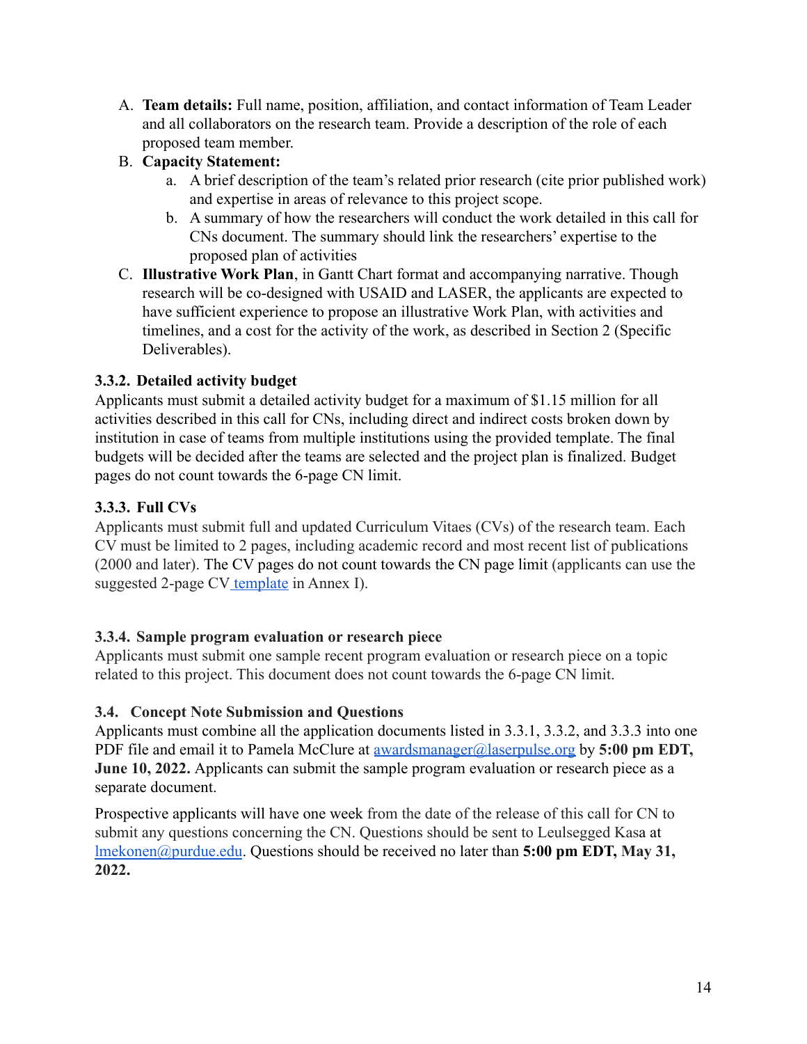A. **Team details:** Full name, position, affiliation, and contact information of Team Leader and all collaborators on the research team. Provide a description of the role of each proposed team member.

B. **Capacity Statement:**
   a. A brief description of the team's related prior research (cite prior published work) and expertise in areas of relevance to this project scope.
   b. A summary of how the researchers will conduct the work detailed in this call for CNs document. The summary should link the researchers' expertise to the proposed plan of activities

C. **Illustrative Work Plan**, in Gantt Chart format and accompanying narrative. Though research will be co-designed with USAID and LASER, the applicants are expected to have sufficient experience to propose an illustrative Work Plan, with activities and timelines, and a cost for the activity of the work, as described in Section 2 (Specific Deliverables).

### 3.3.2. Detailed activity budget

Applicants must submit a detailed activity budget for a maximum of $1.15 million for all activities described in this call for CNs, including direct and indirect costs broken down by institution in case of teams from multiple institutions using the provided template. The final budgets will be decided after the teams are selected and the project plan is finalized. Budget pages do not count towards the 6-page CN limit.

### 3.3.3. Full CVs

Applicants must submit full and updated Curriculum Vitaes (CVs) of the research team. Each CV must be limited to 2 pages, including academic record and most recent list of publications (2000 and later). The CV pages do not count towards the CN page limit (applicants can use the suggested 2-page CV template in Annex I).

### 3.3.4. Sample program evaluation or research piece

Applicants must submit one sample recent program evaluation or research piece on a topic related to this project. This document does not count towards the 6-page CN limit.

### 3.4. Concept Note Submission and Questions

Applicants must combine all the application documents listed in 3.3.1, 3.3.2, and 3.3.3 into one PDF file and email it to Pamela McClure at awardsmanager@laserpulse.org by **5:00 pm EDT, June 10, 2022.** Applicants can submit the sample program evaluation or research piece as a separate document.

Prospective applicants will have one week from the date of the release of this call for CN to submit any questions concerning the CN. Questions should be sent to Leulsegged Kasa at lmekonen@purdue.edu. Questions should be received no later than **5:00 pm EDT, May 31, 2022.**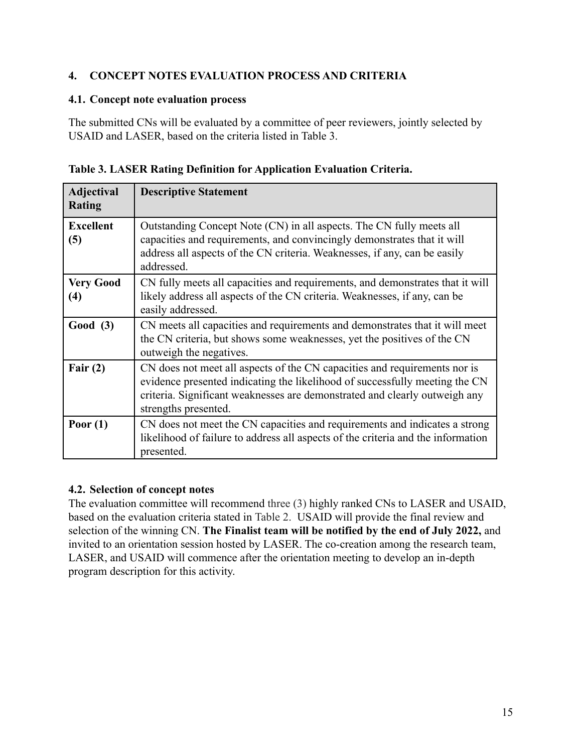## 4. CONCEPT NOTES EVALUATION PROCESS AND CRITERIA

### 4.1. Concept note evaluation process

The submitted CNs will be evaluated by a committee of peer reviewers, jointly selected by USAID and LASER, based on the criteria listed in Table 3.

**Table 3. LASER Rating Definition for Application Evaluation Criteria.**

| Adjectival Rating | Descriptive Statement |
|---|---|
| **Excellent (5)** | Outstanding Concept Note (CN) in all aspects. The CN fully meets all capacities and requirements, and convincingly demonstrates that it will address all aspects of the CN criteria. Weaknesses, if any, can be easily addressed. |
| **Very Good (4)** | CN fully meets all capacities and requirements, and demonstrates that it will likely address all aspects of the CN criteria. Weaknesses, if any, can be easily addressed. |
| **Good (3)** | CN meets all capacities and requirements and demonstrates that it will meet the CN criteria, but shows some weaknesses, yet the positives of the CN outweigh the negatives. |
| **Fair (2)** | CN does not meet all aspects of the CN capacities and requirements nor is evidence presented indicating the likelihood of successfully meeting the CN criteria. Significant weaknesses are demonstrated and clearly outweigh any strengths presented. |
| **Poor (1)** | CN does not meet the CN capacities and requirements and indicates a strong likelihood of failure to address all aspects of the criteria and the information presented. |

### 4.2. Selection of concept notes

The evaluation committee will recommend three (3) highly ranked CNs to LASER and USAID, based on the evaluation criteria stated in Table 2. USAID will provide the final review and selection of the winning CN. **The Finalist team will be notified by the end of July 2022,** and invited to an orientation session hosted by LASER. The co-creation among the research team, LASER, and USAID will commence after the orientation meeting to develop an in-depth program description for this activity.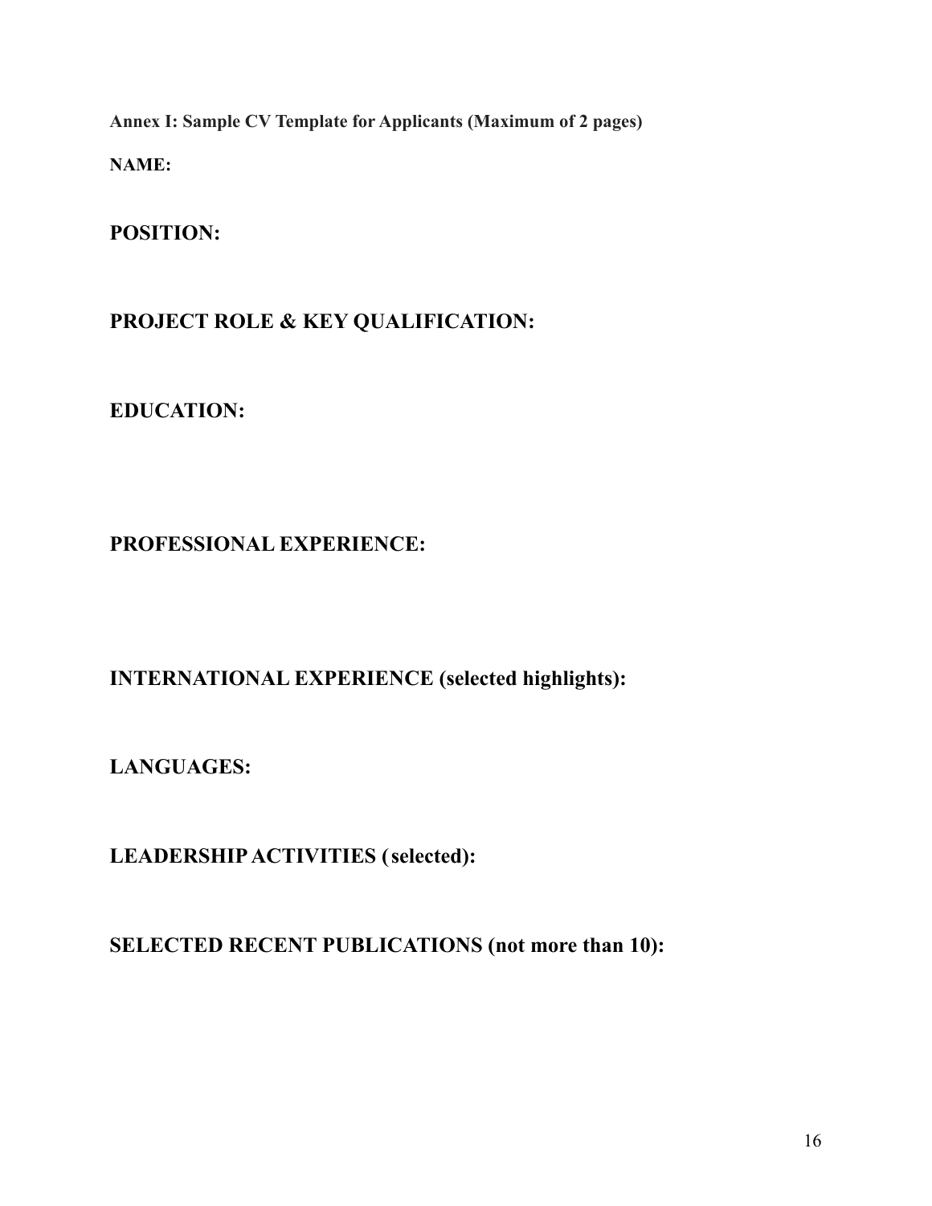**Annex I: Sample CV Template for Applicants (Maximum of 2 pages)**

**NAME:**

**POSITION:**

**PROJECT ROLE & KEY QUALIFICATION:**

**EDUCATION:**

**PROFESSIONAL EXPERIENCE:**

**INTERNATIONAL EXPERIENCE (selected highlights):**

**LANGUAGES:**

**LEADERSHIP ACTIVITIES (selected):**

**SELECTED RECENT PUBLICATIONS (not more than 10):**